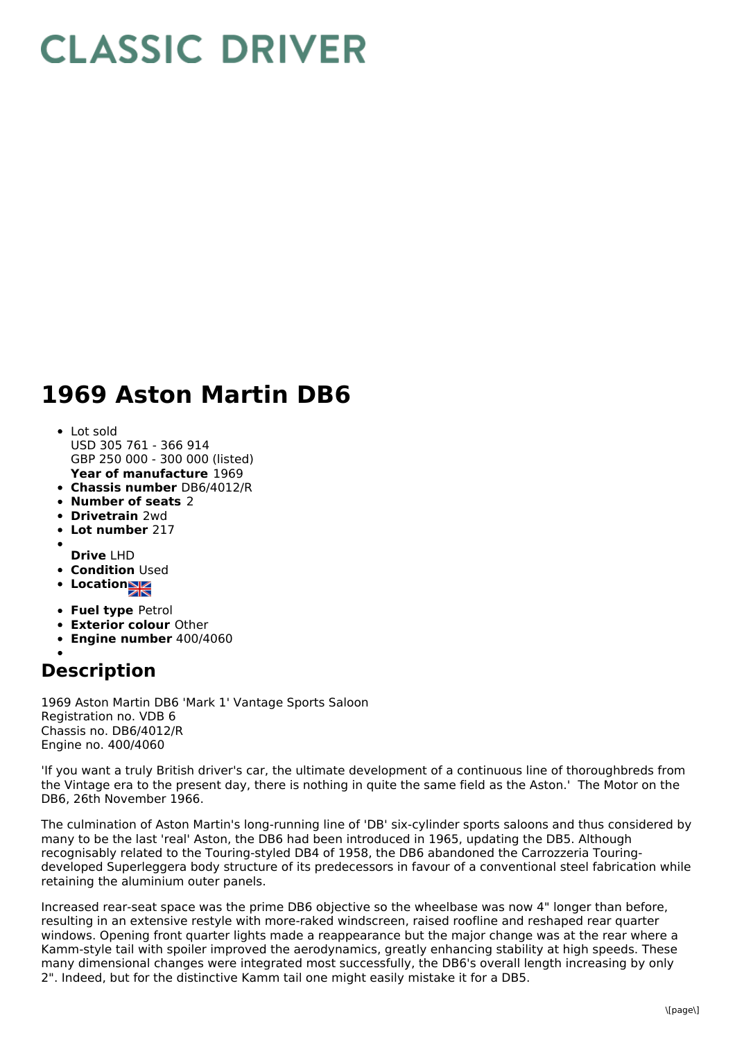# CLASSIC DRIVER

# 1969 Aston Martin DB6

- Lot sold
  USD 305 761 - 366 914
  GBP 250 000 - 300 000 (listed)
  **Year of manufacture** 1969
- **Chassis number** DB6/4012/R
- **Number of seats** 2
- **Drivetrain** 2wd
- **Lot number** 217
- **Drive** LHD
- **Condition** Used
- **Location**
- **Fuel type** Petrol
- **Exterior colour** Other
- **Engine number** 400/4060

## Description

1969 Aston Martin DB6 'Mark 1' Vantage Sports Saloon
Registration no. VDB 6
Chassis no. DB6/4012/R
Engine no. 400/4060

'If you want a truly British driver's car, the ultimate development of a continuous line of thoroughbreds from the Vintage era to the present day, there is nothing in quite the same field as the Aston.' The Motor on the DB6, 26th November 1966.

The culmination of Aston Martin's long-running line of 'DB' six-cylinder sports saloons and thus considered by many to be the last 'real' Aston, the DB6 had been introduced in 1965, updating the DB5. Although recognisably related to the Touring-styled DB4 of 1958, the DB6 abandoned the Carrozzeria Touring-developed Superleggera body structure of its predecessors in favour of a conventional steel fabrication while retaining the aluminium outer panels.

Increased rear-seat space was the prime DB6 objective so the wheelbase was now 4" longer than before, resulting in an extensive restyle with more-raked windscreen, raised roofline and reshaped rear quarter windows. Opening front quarter lights made a reappearance but the major change was at the rear where a Kamm-style tail with spoiler improved the aerodynamics, greatly enhancing stability at high speeds. These many dimensional changes were integrated most successfully, the DB6's overall length increasing by only 2". Indeed, but for the distinctive Kamm tail one might easily mistake it for a DB5.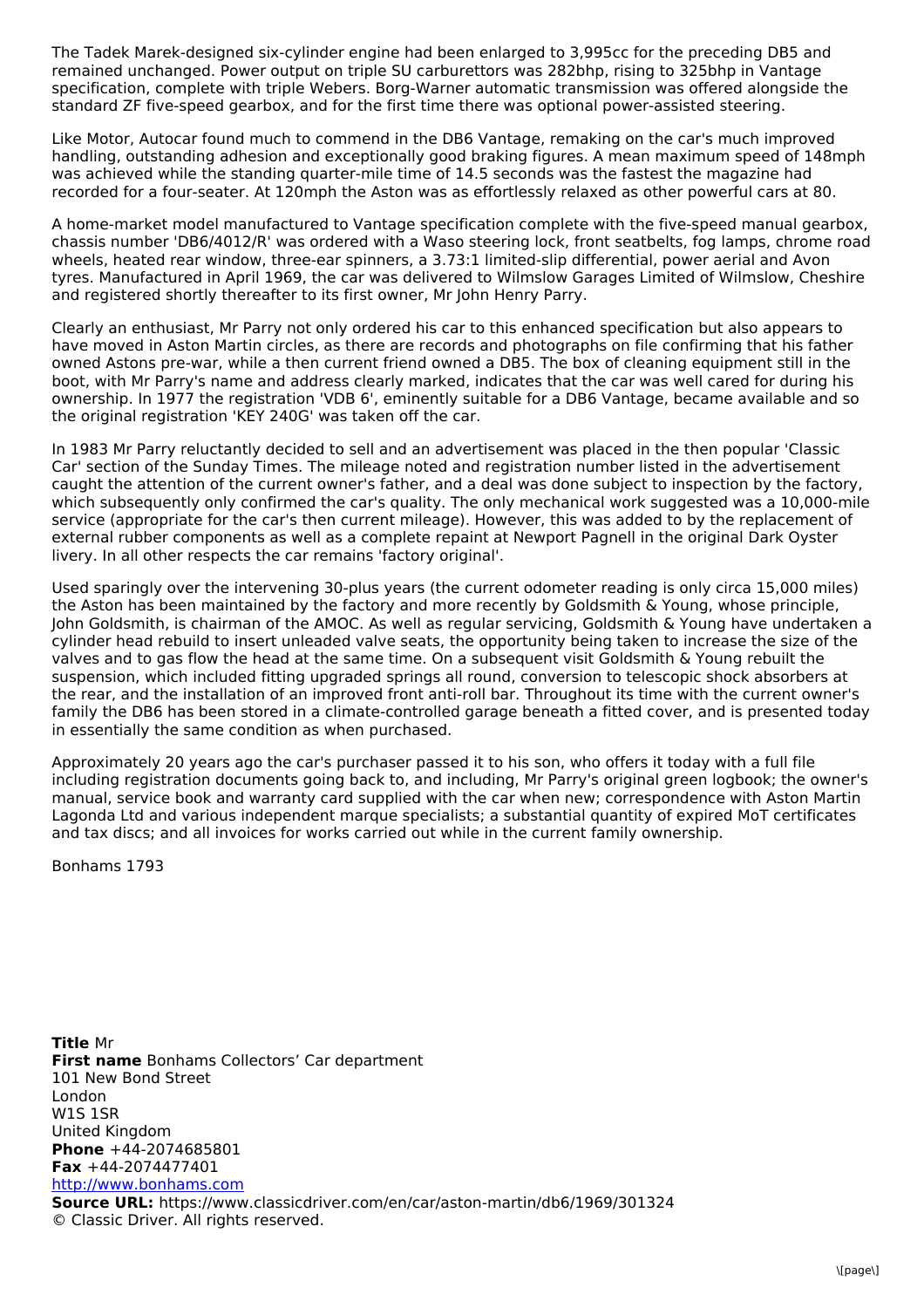The Tadek Marek-designed six-cylinder engine had been enlarged to 3,995cc for the preceding DB5 and remained unchanged. Power output on triple SU carburettors was 282bhp, rising to 325bhp in Vantage specification, complete with triple Webers. Borg-Warner automatic transmission was offered alongside the standard ZF five-speed gearbox, and for the first time there was optional power-assisted steering.

Like Motor, Autocar found much to commend in the DB6 Vantage, remaking on the car's much improved handling, outstanding adhesion and exceptionally good braking figures. A mean maximum speed of 148mph was achieved while the standing quarter-mile time of 14.5 seconds was the fastest the magazine had recorded for a four-seater. At 120mph the Aston was as effortlessly relaxed as other powerful cars at 80.

A home-market model manufactured to Vantage specification complete with the five-speed manual gearbox, chassis number 'DB6/4012/R' was ordered with a Waso steering lock, front seatbelts, fog lamps, chrome road wheels, heated rear window, three-ear spinners, a 3.73:1 limited-slip differential, power aerial and Avon tyres. Manufactured in April 1969, the car was delivered to Wilmslow Garages Limited of Wilmslow, Cheshire and registered shortly thereafter to its first owner, Mr John Henry Parry.

Clearly an enthusiast, Mr Parry not only ordered his car to this enhanced specification but also appears to have moved in Aston Martin circles, as there are records and photographs on file confirming that his father owned Astons pre-war, while a then current friend owned a DB5. The box of cleaning equipment still in the boot, with Mr Parry's name and address clearly marked, indicates that the car was well cared for during his ownership. In 1977 the registration 'VDB 6', eminently suitable for a DB6 Vantage, became available and so the original registration 'KEY 240G' was taken off the car.

In 1983 Mr Parry reluctantly decided to sell and an advertisement was placed in the then popular 'Classic Car' section of the Sunday Times. The mileage noted and registration number listed in the advertisement caught the attention of the current owner's father, and a deal was done subject to inspection by the factory, which subsequently only confirmed the car's quality. The only mechanical work suggested was a 10,000-mile service (appropriate for the car's then current mileage). However, this was added to by the replacement of external rubber components as well as a complete repaint at Newport Pagnell in the original Dark Oyster livery. In all other respects the car remains 'factory original'.

Used sparingly over the intervening 30-plus years (the current odometer reading is only circa 15,000 miles) the Aston has been maintained by the factory and more recently by Goldsmith & Young, whose principle, John Goldsmith, is chairman of the AMOC. As well as regular servicing, Goldsmith & Young have undertaken a cylinder head rebuild to insert unleaded valve seats, the opportunity being taken to increase the size of the valves and to gas flow the head at the same time. On a subsequent visit Goldsmith & Young rebuilt the suspension, which included fitting upgraded springs all round, conversion to telescopic shock absorbers at the rear, and the installation of an improved front anti-roll bar. Throughout its time with the current owner's family the DB6 has been stored in a climate-controlled garage beneath a fitted cover, and is presented today in essentially the same condition as when purchased.

Approximately 20 years ago the car's purchaser passed it to his son, who offers it today with a full file including registration documents going back to, and including, Mr Parry's original green logbook; the owner's manual, service book and warranty card supplied with the car when new; correspondence with Aston Martin Lagonda Ltd and various independent marque specialists; a substantial quantity of expired MoT certificates and tax discs; and all invoices for works carried out while in the current family ownership.

Bonhams 1793

**Title** Mr
**First name** Bonhams Collectors' Car department
101 New Bond Street
London
W1S 1SR
United Kingdom
**Phone** +44-2074685801
**Fax** +44-2074477401
http://www.bonhams.com
**Source URL:** https://www.classicdriver.com/en/car/aston-martin/db6/1969/301324
© Classic Driver. All rights reserved.